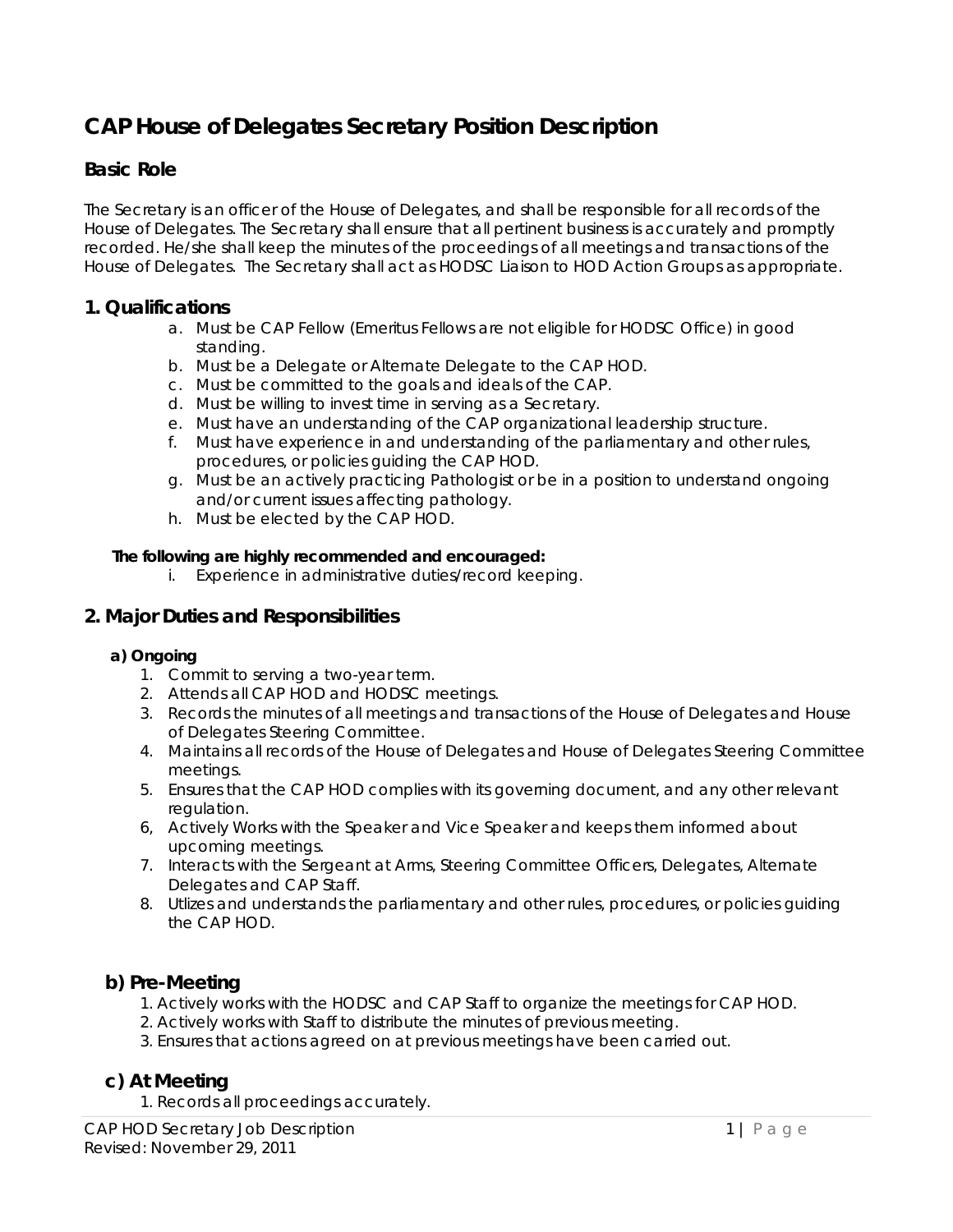# CAP House of Delegates Secretary Position Description

## Basic Role

The Secretary is an officer of the House of Delegates, and shall be responsible for all records of the House of Delegates. The Secretary shall ensure that all pertinent business is accurately and promptly recorded. He/she shall keep the minutes of the proceedings of all meetings and transactions of the House of Delegates. The Secretary shall act as HODSC Liaison to HOD Action Groups as appropriate.

## 1. Qualifications

a. Must be CAP Fellow (Emeritus Fellows are not eligible for HODSC Office) in good standing.
b. Must be a Delegate or Alternate Delegate to the CAP HOD.
c. Must be committed to the goals and ideals of the CAP.
d. Must be willing to invest time in serving as a Secretary.
e. Must have an understanding of the CAP organizational leadership structure.
f. Must have experience in and understanding of the parliamentary and other rules, procedures, or policies guiding the CAP HOD.
g. Must be an actively practicing Pathologist or be in a position to understand ongoing and/or current issues affecting pathology.
h. Must be elected by the CAP HOD.

**The following are highly recommended and encouraged:**

i. Experience in administrative duties/record keeping.

## 2. Major Duties and Responsibilities

### a) Ongoing

1. Commit to serving a two-year term.
2. Attends all CAP HOD and HODSC meetings.
3. Records the minutes of all meetings and transactions of the House of Delegates and House of Delegates Steering Committee.
4. Maintains all records of the House of Delegates and House of Delegates Steering Committee meetings.
5. Ensures that the CAP HOD complies with its governing document, and any other relevant regulation.
6, Actively Works with the Speaker and Vice Speaker and keeps them informed about upcoming meetings.
7. Interacts with the Sergeant at Arms, Steering Committee Officers, Delegates, Alternate Delegates and CAP Staff.
8. Utlizes and understands the parliamentary and other rules, procedures, or policies guiding the CAP HOD.

### b) Pre-Meeting

1. Actively works with the HODSC and CAP Staff to organize the meetings for CAP HOD.
2. Actively works with Staff to distribute the minutes of previous meeting.
3. Ensures that actions agreed on at previous meetings have been carried out.

### c) At Meeting

1. Records all proceedings accurately.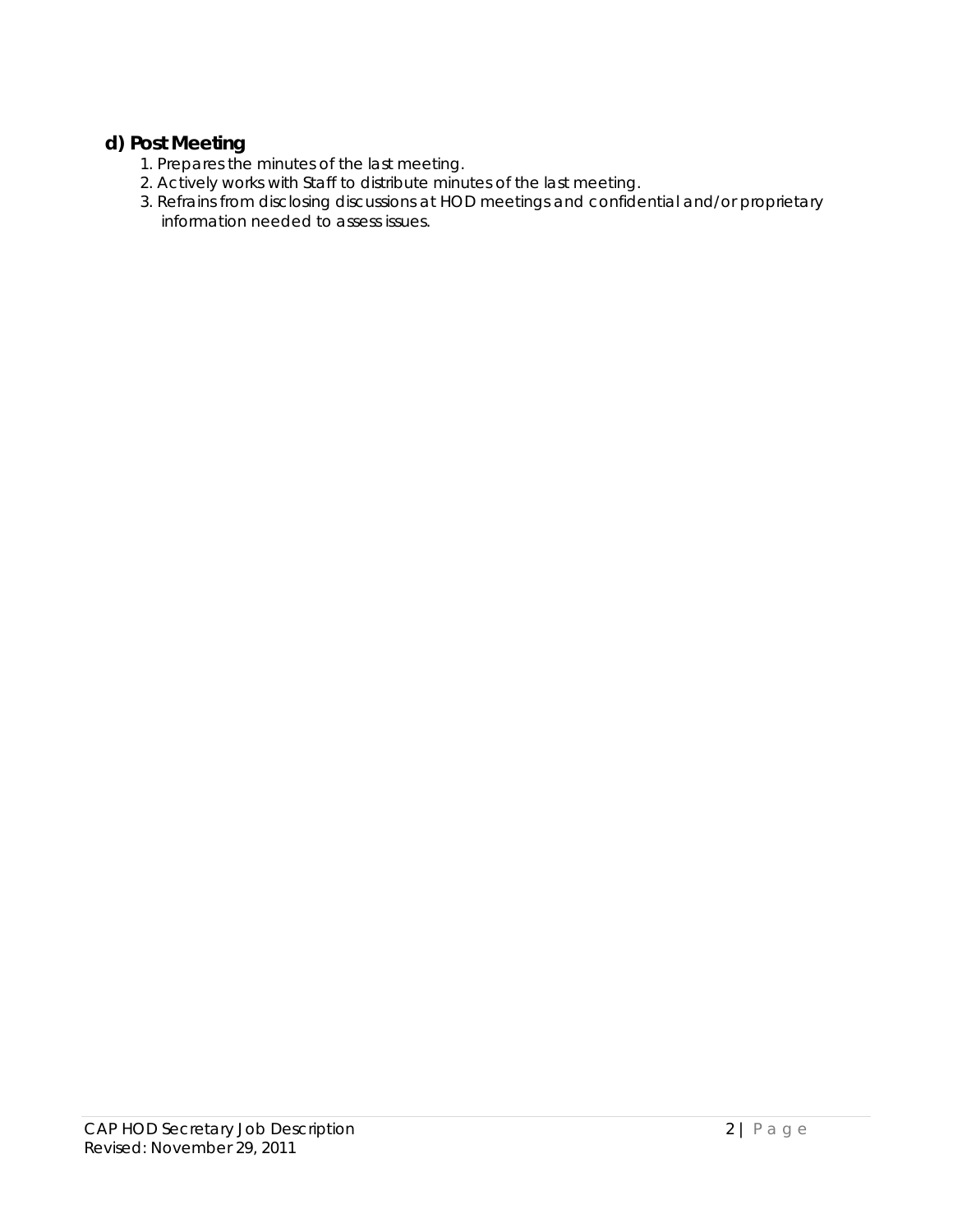### d) Post Meeting

1. Prepares the minutes of the last meeting.
2. Actively works with Staff to distribute minutes of the last meeting.
3. Refrains from disclosing discussions at HOD meetings and confidential and/or proprietary information needed to assess issues.